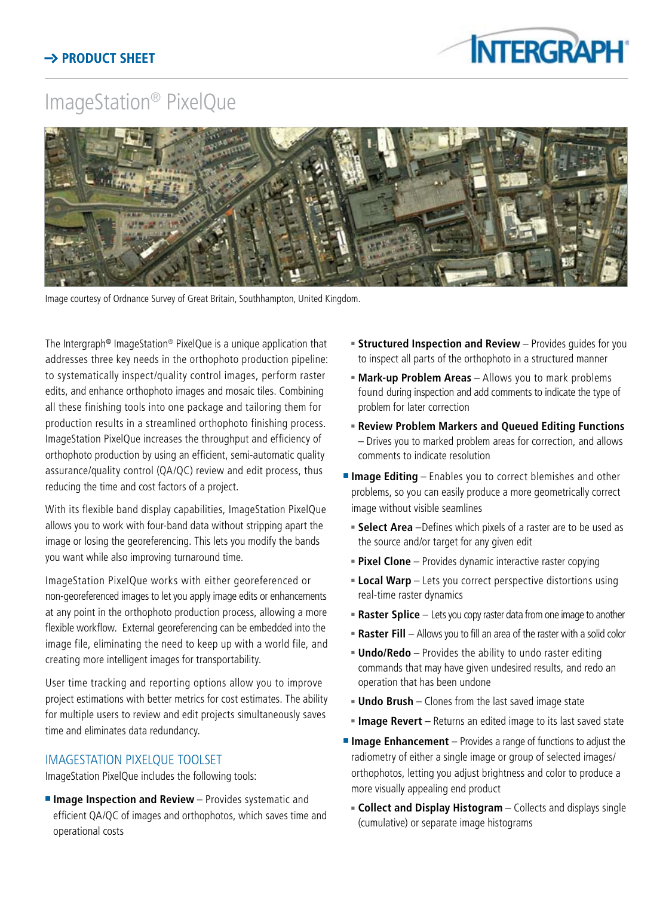→ **PRODUCT SHEET**

# ImageStation® PixelQue

Image courtesy of Ordnance Survey of Great Britain, Southhampton, United Kingdom.

The Intergraph® ImageStation® PixelQue is a unique application that addresses three key needs in the orthophoto production pipeline: to systematically inspect/quality control images, perform raster edits, and enhance orthophoto images and mosaic tiles. Combining all these finishing tools into one package and tailoring them for production results in a streamlined orthophoto finishing process. ImageStation PixelQue increases the throughput and efficiency of orthophoto production by using an efficient, semi-automatic quality assurance/quality control (QA/QC) review and edit process, thus reducing the time and cost factors of a project.

With its flexible band display capabilities, ImageStation PixelQue allows you to work with four-band data without stripping apart the image or losing the georeferencing. This lets you modify the bands you want while also improving turnaround time.

ImageStation PixelQue works with either georeferenced or non-georeferenced images to let you apply image edits or enhancements at any point in the orthophoto production process, allowing a more flexible workflow. External georeferencing can be embedded into the image file, eliminating the need to keep up with a world file, and creating more intelligent images for transportability.

User time tracking and reporting options allow you to improve project estimations with better metrics for cost estimates. The ability for multiple users to review and edit projects simultaneously saves time and eliminates data redundancy.

## IMAGESTATION PIXELQUE TOOLSET

ImageStation PixelQue includes the following tools:

- **Image Inspection and Review** – Provides systematic and efficient QA/QC of images and orthophotos, which saves time and operational costs
  - **Structured Inspection and Review** – Provides guides for you to inspect all parts of the orthophoto in a structured manner
  - **Mark-up Problem Areas** – Allows you to mark problems found during inspection and add comments to indicate the type of problem for later correction
  - **Review Problem Markers and Queued Editing Functions** – Drives you to marked problem areas for correction, and allows comments to indicate resolution
- **Image Editing** – Enables you to correct blemishes and other problems, so you can easily produce a more geometrically correct image without visible seamlines
  - **Select Area** –Defines which pixels of a raster are to be used as the source and/or target for any given edit
  - **Pixel Clone** – Provides dynamic interactive raster copying
  - **Local Warp** – Lets you correct perspective distortions using real-time raster dynamics
  - **Raster Splice** – Lets you copy raster data from one image to another
  - **Raster Fill** – Allows you to fill an area of the raster with a solid color
  - **Undo/Redo** – Provides the ability to undo raster editing commands that may have given undesired results, and redo an operation that has been undone
  - **Undo Brush** – Clones from the last saved image state
  - **Image Revert** – Returns an edited image to its last saved state
- **Image Enhancement** – Provides a range of functions to adjust the radiometry of either a single image or group of selected images/orthophotos, letting you adjust brightness and color to produce a more visually appealing end product
  - **Collect and Display Histogram** – Collects and displays single (cumulative) or separate image histograms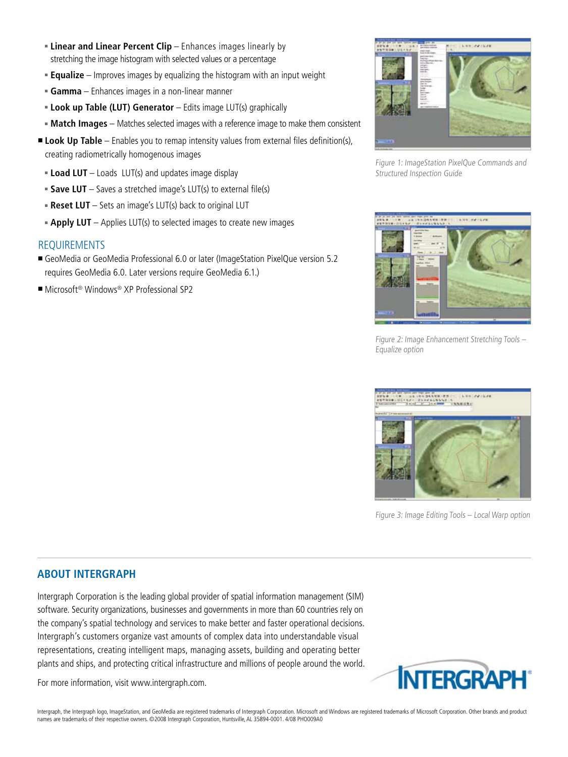- **Linear and Linear Percent Clip** – Enhances images linearly by stretching the image histogram with selected values or a percentage
- **Equalize** – Improves images by equalizing the histogram with an input weight
- **Gamma** – Enhances images in a non-linear manner
- **Look up Table (LUT) Generator** – Edits image LUT(s) graphically
- **Match Images** – Matches selected images with a reference image to make them consistent

- **Look Up Table** – Enables you to remap intensity values from external files definition(s), creating radiometrically homogenous images
  - **Load LUT** – Loads LUT(s) and updates image display
  - **Save LUT** – Saves a stretched image's LUT(s) to external file(s)
  - **Reset LUT** – Sets an image's LUT(s) back to original LUT
  - **Apply LUT** – Applies LUT(s) to selected images to create new images

## REQUIREMENTS

- GeoMedia or GeoMedia Professional 6.0 or later (ImageStation PixelQue version 5.2 requires GeoMedia 6.0. Later versions require GeoMedia 6.1.)
- Microsoft® Windows® XP Professional SP2

*Figure 1: ImageStation PixelQue Commands and Structured Inspection Guide*

*Figure 2: Image Enhancement Stretching Tools – Equalize option*

*Figure 3: Image Editing Tools – Local Warp option*

## ABOUT INTERGRAPH

Intergraph Corporation is the leading global provider of spatial information management (SIM) software. Security organizations, businesses and governments in more than 60 countries rely on the company's spatial technology and services to make better and faster operational decisions. Intergraph's customers organize vast amounts of complex data into understandable visual representations, creating intelligent maps, managing assets, building and operating better plants and ships, and protecting critical infrastructure and millions of people around the world.

For more information, visit www.intergraph.com.

Intergraph, the Intergraph logo, ImageStation, and GeoMedia are registered trademarks of Intergraph Corporation. Microsoft and Windows are registered trademarks of Microsoft Corporation. Other brands and product names are trademarks of their respective owners. ©2008 Intergraph Corporation, Huntsville, AL 35894-0001. 4/08 PHO009A0